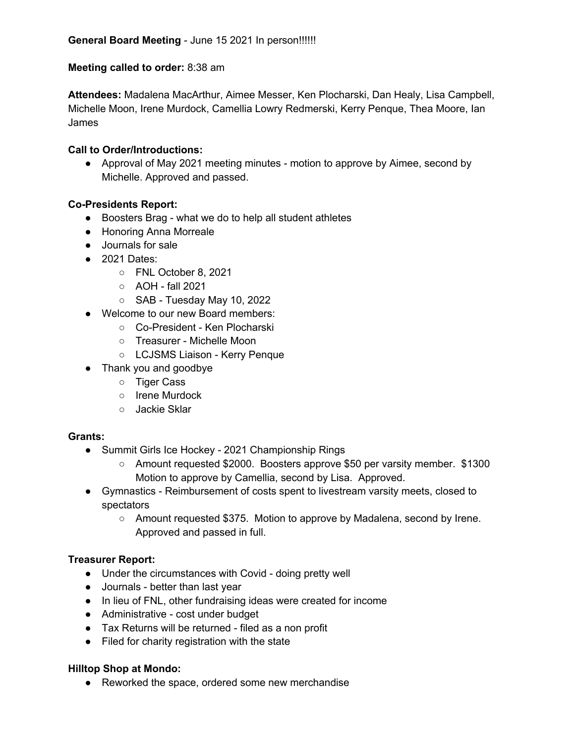**General Board Meeting** - June 15 2021 In person!!!!!!

**Meeting called to order:** 8:38 am

**Attendees:** Madalena MacArthur, Aimee Messer, Ken Plocharski, Dan Healy, Lisa Campbell, Michelle Moon, Irene Murdock, Camellia Lowry Redmerski, Kerry Penque, Thea Moore, Ian James

**Call to Order/Introductions:**

- Approval of May 2021 meeting minutes - motion to approve by Aimee, second by Michelle. Approved and passed.

**Co-Presidents Report:**

- Boosters Brag - what we do to help all student athletes
- Honoring Anna Morreale
- Journals for sale
- 2021 Dates:
  - FNL October 8, 2021
  - AOH - fall 2021
  - SAB - Tuesday May 10, 2022
- Welcome to our new Board members:
  - Co-President - Ken Plocharski
  - Treasurer - Michelle Moon
  - LCJSMS Liaison - Kerry Penque
- Thank you and goodbye
  - Tiger Cass
  - Irene Murdock
  - Jackie Sklar

**Grants:**

- Summit Girls Ice Hockey - 2021 Championship Rings
  - Amount requested $2000. Boosters approve $50 per varsity member. $1300 Motion to approve by Camellia, second by Lisa. Approved.
- Gymnastics - Reimbursement of costs spent to livestream varsity meets, closed to spectators
  - Amount requested $375. Motion to approve by Madalena, second by Irene. Approved and passed in full.

**Treasurer Report:**

- Under the circumstances with Covid - doing pretty well
- Journals - better than last year
- In lieu of FNL, other fundraising ideas were created for income
- Administrative - cost under budget
- Tax Returns will be returned - filed as a non profit
- Filed for charity registration with the state

**Hilltop Shop at Mondo:**

- Reworked the space, ordered some new merchandise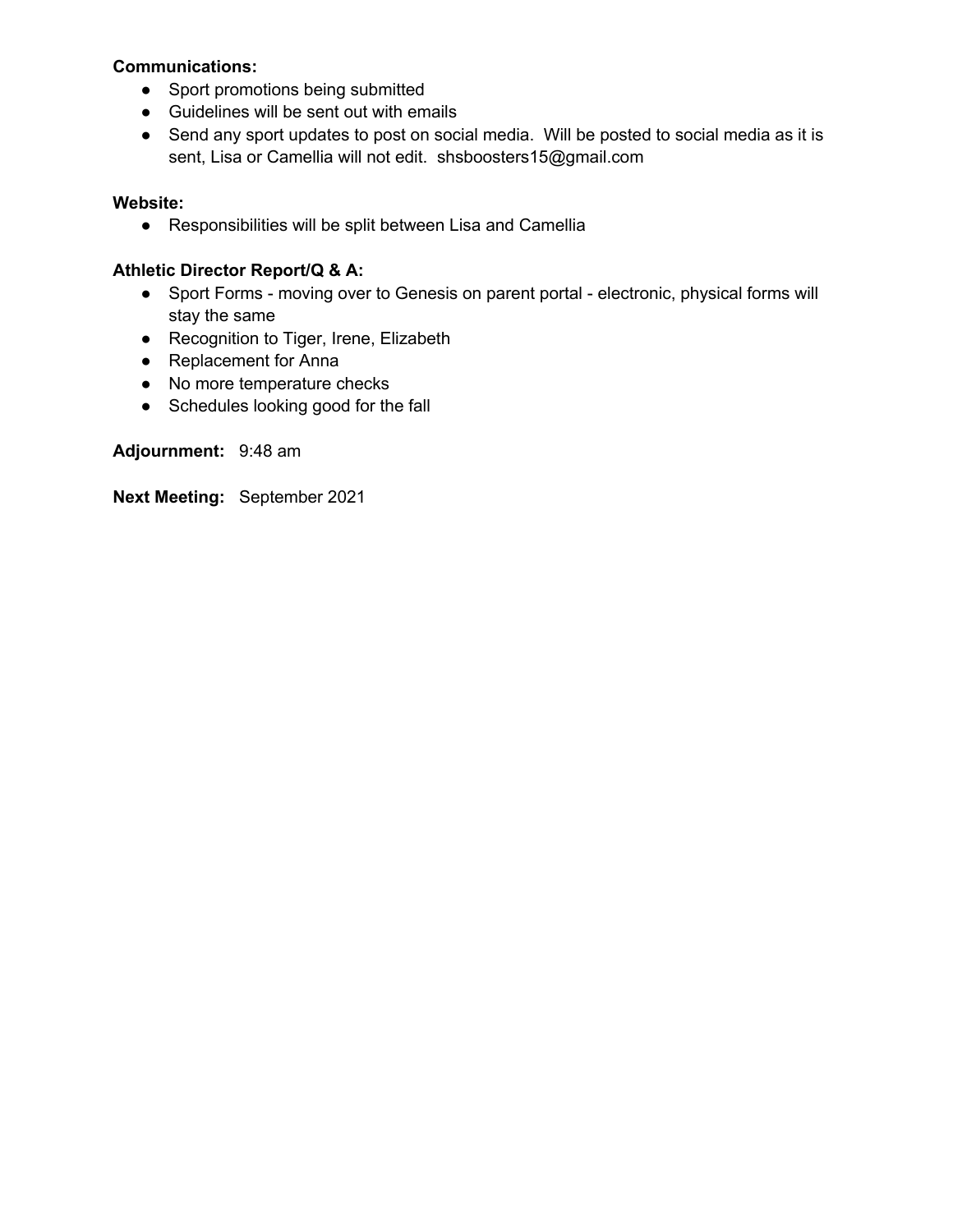**Communications:**

- Sport promotions being submitted
- Guidelines will be sent out with emails
- Send any sport updates to post on social media.  Will be posted to social media as it is sent, Lisa or Camellia will not edit.  shsboosters15@gmail.com

**Website:**

- Responsibilities will be split between Lisa and Camellia

**Athletic Director Report/Q & A:**

- Sport Forms - moving over to Genesis on parent portal - electronic, physical forms will stay the same
- Recognition to Tiger, Irene, Elizabeth
- Replacement for Anna
- No more temperature checks
- Schedules looking good for the fall

**Adjournment:** 9:48 am

**Next Meeting:** September 2021